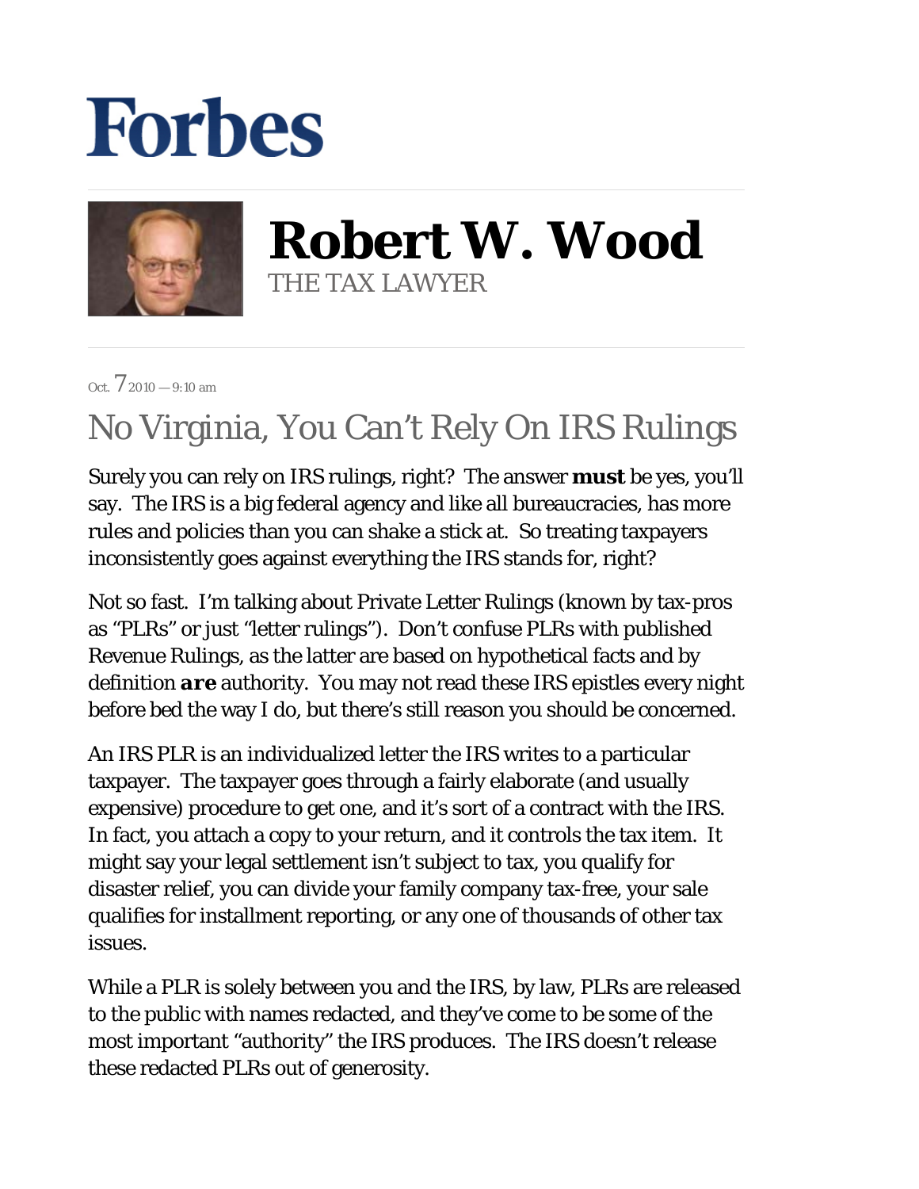# Forbes

## Robert W. Wood

THE TAX LAWYER

Oct. 7 2010 — 9:10 am

# No Virginia, You Can't Rely On IRS Rulings

Surely you can rely on IRS rulings, right? The answer **must** be yes, you'll say. The IRS is a big federal agency and like all bureaucracies, has more rules and policies than you can shake a stick at. So treating taxpayers inconsistently goes against everything the IRS stands for, right?

Not so fast. I'm talking about Private Letter Rulings (known by tax-pros as "PLRs" or just "letter rulings"). Don't confuse PLRs with published Revenue Rulings, as the latter are based on hypothetical facts and by definition ***are*** authority. You may not read these IRS epistles every night before bed the way I do, but there's still reason you should be concerned.

An IRS PLR is an individualized letter the IRS writes to a particular taxpayer. The taxpayer goes through a fairly elaborate (and usually expensive) procedure to get one, and it's sort of a contract with the IRS. In fact, you attach a copy to your return, and it controls the tax item. It might say your legal settlement isn't subject to tax, you qualify for disaster relief, you can divide your family company tax-free, your sale qualifies for installment reporting, or any one of thousands of other tax issues.

While a PLR is solely between you and the IRS, by law, PLRs are released to the public with names redacted, and they've come to be some of the most important "authority" the IRS produces. The IRS doesn't release these redacted PLRs out of generosity.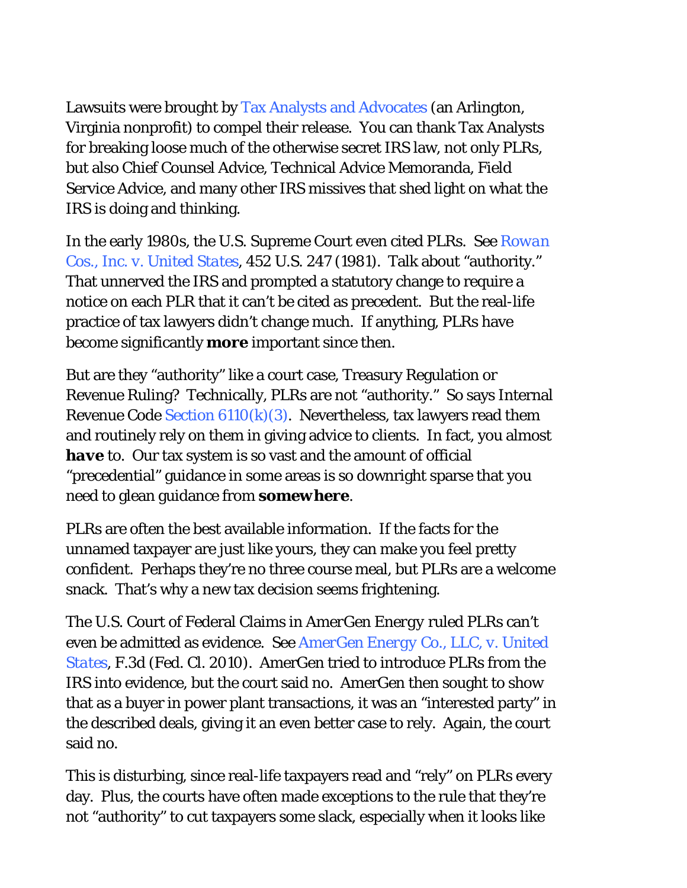Lawsuits were brought by Tax Analysts and Advocates (an Arlington, Virginia nonprofit) to compel their release. You can thank Tax Analysts for breaking loose much of the otherwise secret IRS law, not only PLRs, but also Chief Counsel Advice, Technical Advice Memoranda, Field Service Advice, and many other IRS missives that shed light on what the IRS is doing and thinking.

In the early 1980s, the U.S. Supreme Court even cited PLRs. See *Rowan Cos., Inc. v. United States*, 452 U.S. 247 (1981). Talk about "authority." That unnerved the IRS and prompted a statutory change to require a notice on each PLR that it can't be cited as precedent. But the real-life practice of tax lawyers didn't change much. If anything, PLRs have become significantly **more** important since then.

But are they "authority" like a court case, Treasury Regulation or Revenue Ruling? Technically, PLRs are not "authority." So says Internal Revenue Code Section 6110(k)(3). Nevertheless, tax lawyers read them and routinely rely on them in giving advice to clients. In fact, you almost **have** to. Our tax system is so vast and the amount of official "precedential" guidance in some areas is so downright sparse that you need to glean guidance from **somewhere**.

PLRs are often the best available information. If the facts for the unnamed taxpayer are just like yours, they can make you feel pretty confident. Perhaps they're no three course meal, but PLRs are a welcome snack. That's why a new tax decision seems frightening.

The U.S. Court of Federal Claims in *AmerGen Energy* ruled PLRs can't even be admitted as evidence. See *AmerGen Energy Co., LLC, v. United States*, F.3d (Fed. Cl. 2010). AmerGen tried to introduce PLRs from the IRS into evidence, but the court said no. AmerGen then sought to show that as a buyer in power plant transactions, it was an "interested party" in the described deals, giving it an even better case to rely. Again, the court said no.

This is disturbing, since real-life taxpayers read and "rely" on PLRs every day. Plus, the courts have often made exceptions to the rule that they're not "authority" to cut taxpayers some slack, especially when it looks like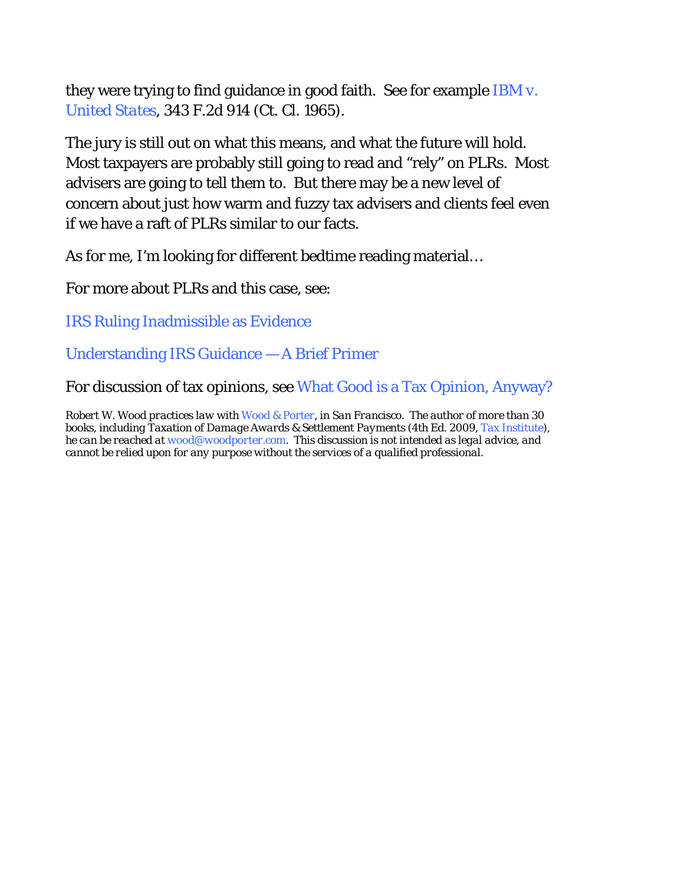they were trying to find guidance in good faith. See for example *IBM v. United States*, 343 F.2d 914 (Ct. Cl. 1965).

The jury is still out on what this means, and what the future will hold. Most taxpayers are probably still going to read and "rely" on PLRs. Most advisers are going to tell them to. But there may be a new level of concern about just how warm and fuzzy tax advisers and clients feel even if we have a raft of PLRs similar to our facts.

As for me, I'm looking for different bedtime reading material…

For more about PLRs and this case, see:

IRS Ruling Inadmissible as Evidence

Understanding IRS Guidance — A Brief Primer

For discussion of tax opinions, see What Good is a Tax Opinion, Anyway?

*Robert W. Wood practices law with Wood & Porter, in San Francisco. The author of more than 30 books, including Taxation of Damage Awards & Settlement Payments (4th Ed. 2009, Tax Institute), he can be reached at wood@woodporter.com. This discussion is not intended as legal advice, and cannot be relied upon for any purpose without the services of a qualified professional.*